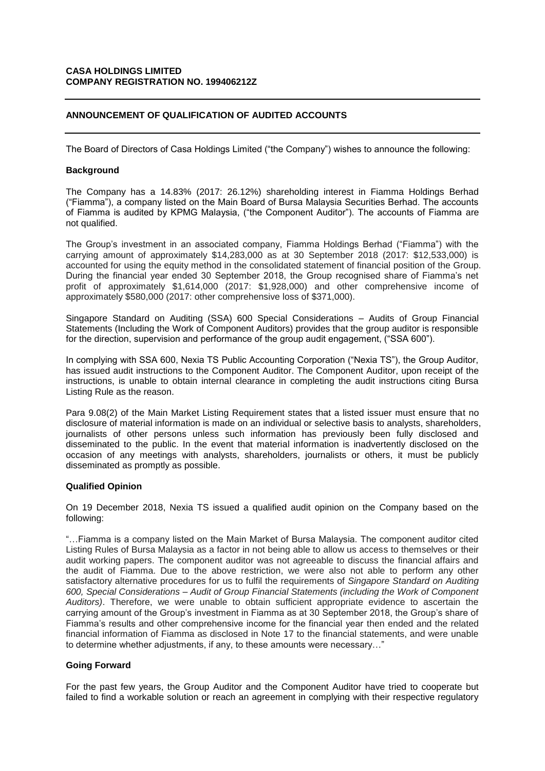**CASA HOLDINGS LIMITED**
**COMPANY REGISTRATION NO. 199406212Z**

---

## ANNOUNCEMENT OF QUALIFICATION OF AUDITED ACCOUNTS

---

The Board of Directors of Casa Holdings Limited ("the Company") wishes to announce the following:

### Background

The Company has a 14.83% (2017: 26.12%) shareholding interest in Fiamma Holdings Berhad ("Fiamma"), a company listed on the Main Board of Bursa Malaysia Securities Berhad. The accounts of Fiamma is audited by KPMG Malaysia, ("the Component Auditor"). The accounts of Fiamma are not qualified.

The Group's investment in an associated company, Fiamma Holdings Berhad ("Fiamma") with the carrying amount of approximately $14,283,000 as at 30 September 2018 (2017: $12,533,000) is accounted for using the equity method in the consolidated statement of financial position of the Group. During the financial year ended 30 September 2018, the Group recognised share of Fiamma's net profit of approximately $1,614,000 (2017: $1,928,000) and other comprehensive income of approximately $580,000 (2017: other comprehensive loss of $371,000).

Singapore Standard on Auditing (SSA) 600 Special Considerations – Audits of Group Financial Statements (Including the Work of Component Auditors) provides that the group auditor is responsible for the direction, supervision and performance of the group audit engagement, ("SSA 600").

In complying with SSA 600, Nexia TS Public Accounting Corporation ("Nexia TS"), the Group Auditor, has issued audit instructions to the Component Auditor. The Component Auditor, upon receipt of the instructions, is unable to obtain internal clearance in completing the audit instructions citing Bursa Listing Rule as the reason.

Para 9.08(2) of the Main Market Listing Requirement states that a listed issuer must ensure that no disclosure of material information is made on an individual or selective basis to analysts, shareholders, journalists of other persons unless such information has previously been fully disclosed and disseminated to the public. In the event that material information is inadvertently disclosed on the occasion of any meetings with analysts, shareholders, journalists or others, it must be publicly disseminated as promptly as possible.

### Qualified Opinion

On 19 December 2018, Nexia TS issued a qualified audit opinion on the Company based on the following:

"…Fiamma is a company listed on the Main Market of Bursa Malaysia. The component auditor cited Listing Rules of Bursa Malaysia as a factor in not being able to allow us access to themselves or their audit working papers. The component auditor was not agreeable to discuss the financial affairs and the audit of Fiamma. Due to the above restriction, we were also not able to perform any other satisfactory alternative procedures for us to fulfil the requirements of *Singapore Standard on Auditing 600, Special Considerations – Audit of Group Financial Statements (including the Work of Component Auditors)*. Therefore, we were unable to obtain sufficient appropriate evidence to ascertain the carrying amount of the Group's investment in Fiamma as at 30 September 2018, the Group's share of Fiamma's results and other comprehensive income for the financial year then ended and the related financial information of Fiamma as disclosed in Note 17 to the financial statements, and were unable to determine whether adjustments, if any, to these amounts were necessary…"

### Going Forward

For the past few years, the Group Auditor and the Component Auditor have tried to cooperate but failed to find a workable solution or reach an agreement in complying with their respective regulatory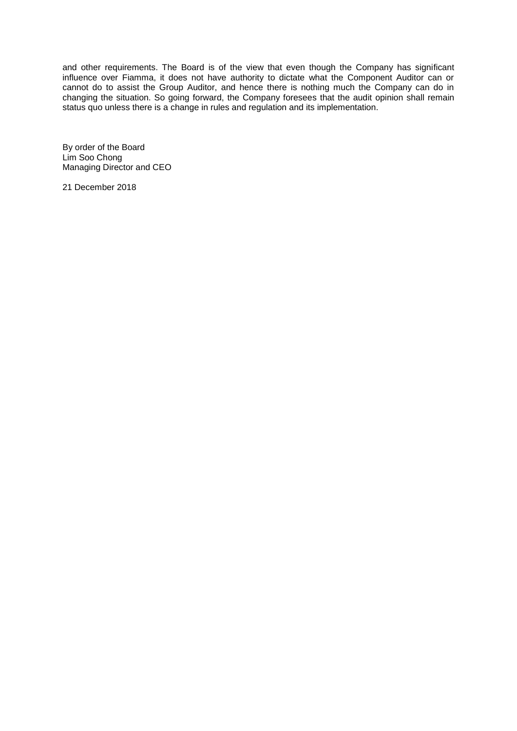and other requirements. The Board is of the view that even though the Company has significant influence over Fiamma, it does not have authority to dictate what the Component Auditor can or cannot do to assist the Group Auditor, and hence there is nothing much the Company can do in changing the situation. So going forward, the Company foresees that the audit opinion shall remain status quo unless there is a change in rules and regulation and its implementation.

By order of the Board
Lim Soo Chong
Managing Director and CEO

21 December 2018